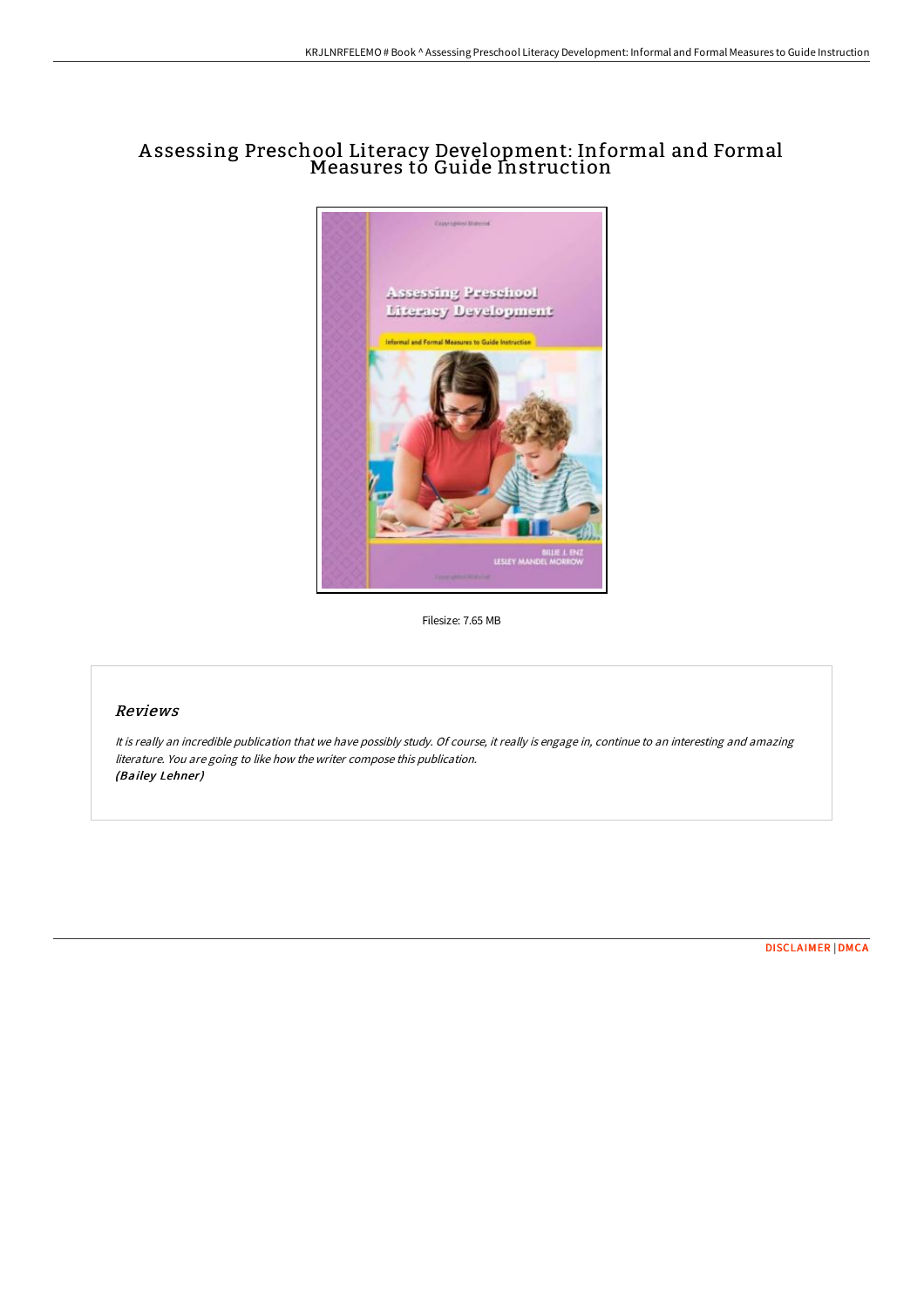# Assessing Preschool Literacy Development: Informal and Formal Measures to Guide Instruction

Filesize: 7.65 MB

## Reviews

*It is really an incredible publication that we have possibly study. Of course, it really is engage in, continue to an interesting and amazing literature. You are going to like how the writer compose this publication.*
*(Bailey Lehner)*

DISCLAIMER | DMCA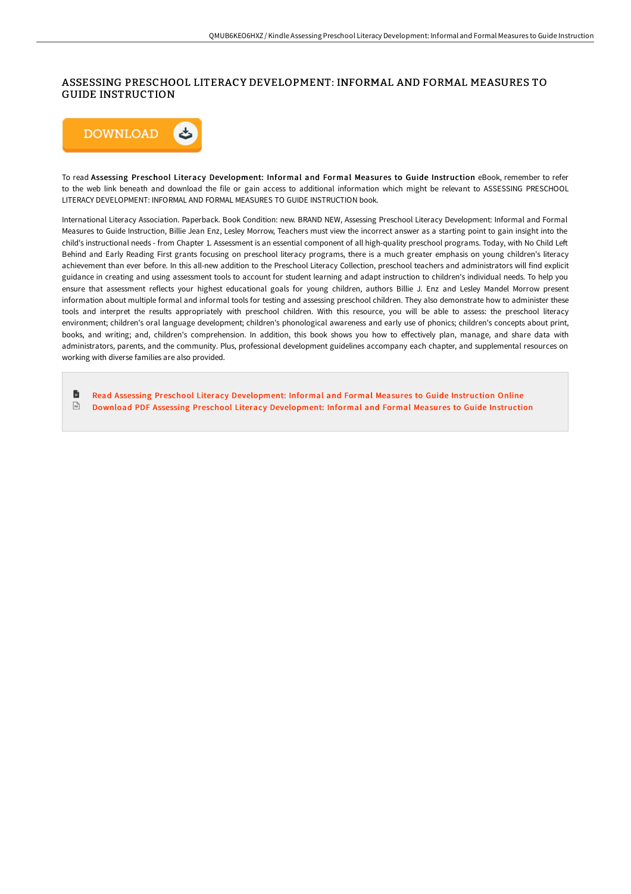# ASSESSING PRESCHOOL LITERACY DEVELOPMENT: INFORMAL AND FORMAL MEASURES TO GUIDE INSTRUCTION

DOWNLOAD

To read **Assessing Preschool Literacy Development: Informal and Formal Measures to Guide Instruction** eBook, remember to refer to the web link beneath and download the file or gain access to additional information which might be relevant to ASSESSING PRESCHOOL LITERACY DEVELOPMENT: INFORMAL AND FORMAL MEASURES TO GUIDE INSTRUCTION book.

International Literacy Association. Paperback. Book Condition: new. BRAND NEW, Assessing Preschool Literacy Development: Informal and Formal Measures to Guide Instruction, Billie Jean Enz, Lesley Morrow, Teachers must view the incorrect answer as a starting point to gain insight into the child's instructional needs - from Chapter 1. Assessment is an essential component of all high-quality preschool programs. Today, with No Child Left Behind and Early Reading First grants focusing on preschool literacy programs, there is a much greater emphasis on young children's literacy achievement than ever before. In this all-new addition to the Preschool Literacy Collection, preschool teachers and administrators will find explicit guidance in creating and using assessment tools to account for student learning and adapt instruction to children's individual needs. To help you ensure that assessment reflects your highest educational goals for young children, authors Billie J. Enz and Lesley Mandel Morrow present information about multiple formal and informal tools for testing and assessing preschool children. They also demonstrate how to administer these tools and interpret the results appropriately with preschool children. With this resource, you will be able to assess: the preschool literacy environment; children's oral language development; children's phonological awareness and early use of phonics; children's concepts about print, books, and writing; and, children's comprehension. In addition, this book shows you how to effectively plan, manage, and share data with administrators, parents, and the community. Plus, professional development guidelines accompany each chapter, and supplemental resources on working with diverse families are also provided.

- Read Assessing Preschool Literacy Development: Informal and Formal Measures to Guide Instruction Online
- Download PDF Assessing Preschool Literacy Development: Informal and Formal Measures to Guide Instruction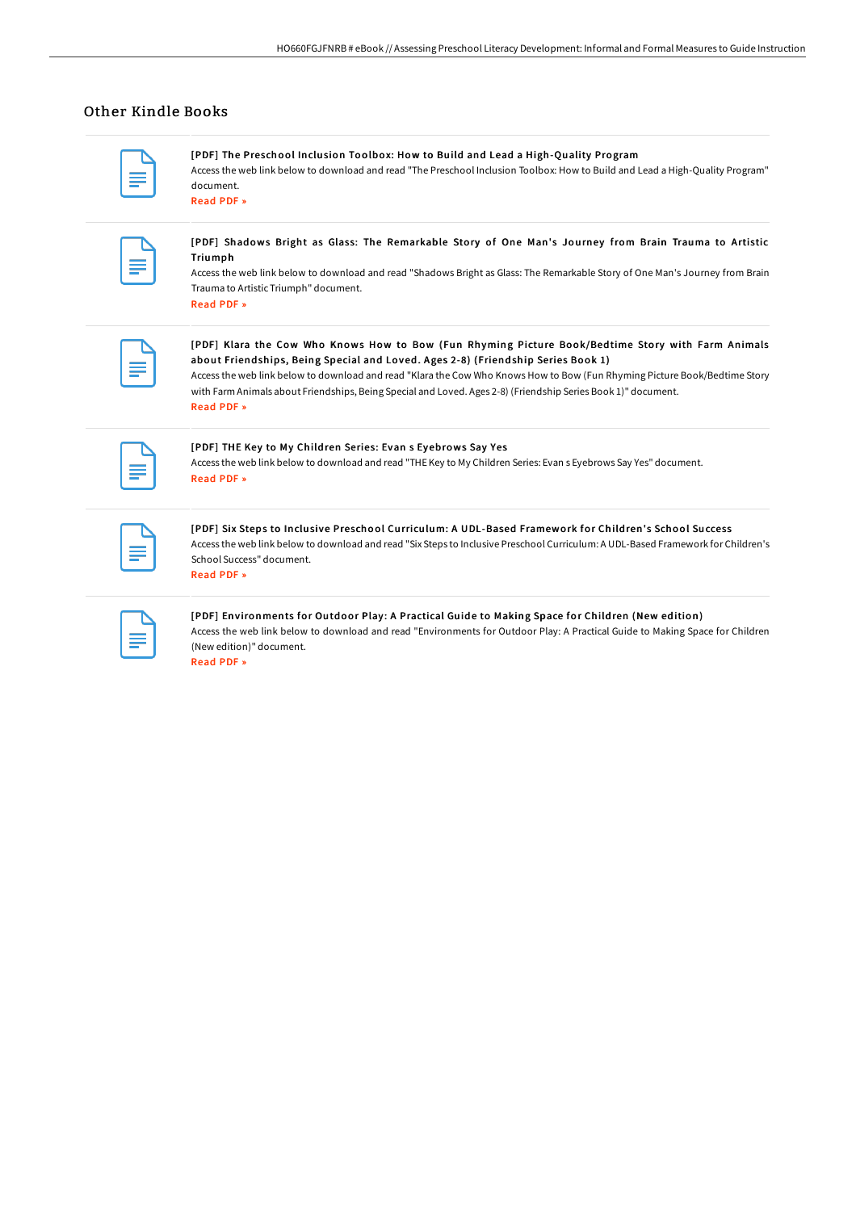## Other Kindle Books

**[PDF] The Preschool Inclusion Toolbox: How to Build and Lead a High-Quality Program**

Access the web link below to download and read "The Preschool Inclusion Toolbox: How to Build and Lead a High-Quality Program" document.

Read PDF »

**[PDF] Shadows Bright as Glass: The Remarkable Story of One Man's Journey from Brain Trauma to Artistic Triumph**

Access the web link below to download and read "Shadows Bright as Glass: The Remarkable Story of One Man's Journey from Brain Trauma to Artistic Triumph" document.

Read PDF »

**[PDF] Klara the Cow Who Knows How to Bow (Fun Rhyming Picture Book/Bedtime Story with Farm Animals about Friendships, Being Special and Loved. Ages 2-8) (Friendship Series Book 1)**

Access the web link below to download and read "Klara the Cow Who Knows How to Bow (Fun Rhyming Picture Book/Bedtime Story with Farm Animals about Friendships, Being Special and Loved. Ages 2-8) (Friendship Series Book 1)" document.

Read PDF »

**[PDF] THE Key to My Children Series: Evan s Eyebrows Say Yes**

Access the web link below to download and read "THE Key to My Children Series: Evan s Eyebrows Say Yes" document.

Read PDF »

**[PDF] Six Steps to Inclusive Preschool Curriculum: A UDL-Based Framework for Children's School Success**

Access the web link below to download and read "Six Steps to Inclusive Preschool Curriculum: A UDL-Based Framework for Children's School Success" document.

Read PDF »

**[PDF] Environments for Outdoor Play: A Practical Guide to Making Space for Children (New edition)**

Access the web link below to download and read "Environments for Outdoor Play: A Practical Guide to Making Space for Children (New edition)" document.

Read PDF »